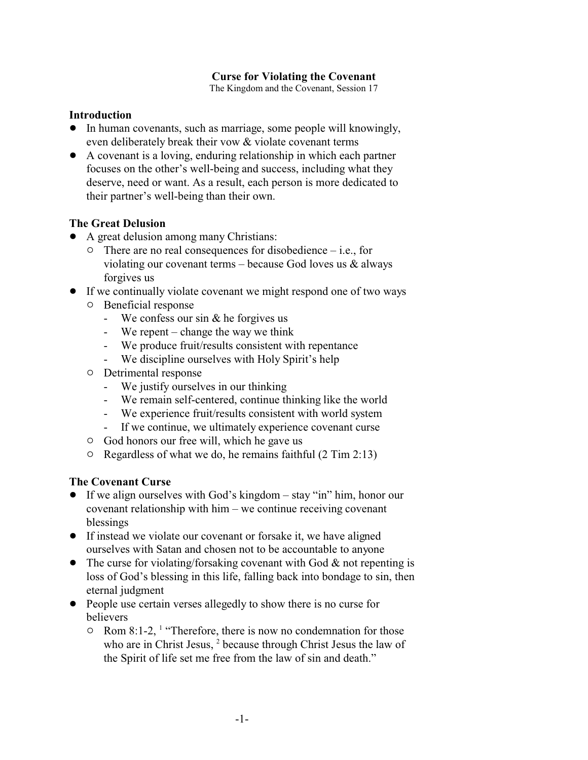# Curse for Violating the Covenant

The Kingdom and the Covenant, Session 17

## Introduction

- In human covenants, such as marriage, some people will knowingly, even deliberately break their vow & violate covenant terms
- A covenant is a loving, enduring relationship in which each partner focuses on the other's well-being and success, including what they deserve, need or want. As a result, each person is more dedicated to their partner's well-being than their own.

## The Great Delusion

- A great delusion among many Christians:
  - There are no real consequences for disobedience – i.e., for violating our covenant terms – because God loves us & always forgives us
- If we continually violate covenant we might respond one of two ways
  - Beneficial response
    - We confess our sin & he forgives us
    - We repent – change the way we think
    - We produce fruit/results consistent with repentance
    - We discipline ourselves with Holy Spirit's help
  - Detrimental response
    - We justify ourselves in our thinking
    - We remain self-centered, continue thinking like the world
    - We experience fruit/results consistent with world system
    - If we continue, we ultimately experience covenant curse
  - God honors our free will, which he gave us
  - Regardless of what we do, he remains faithful (2 Tim 2:13)

## The Covenant Curse

- If we align ourselves with God's kingdom – stay "in" him, honor our covenant relationship with him – we continue receiving covenant blessings
- If instead we violate our covenant or forsake it, we have aligned ourselves with Satan and chosen not to be accountable to anyone
- The curse for violating/forsaking covenant with God & not repenting is loss of God's blessing in this life, falling back into bondage to sin, then eternal judgment
- People use certain verses allegedly to show there is no curse for believers
  - Rom 8:1-2, [1] "Therefore, there is now no condemnation for those who are in Christ Jesus, [2] because through Christ Jesus the law of the Spirit of life set me free from the law of sin and death."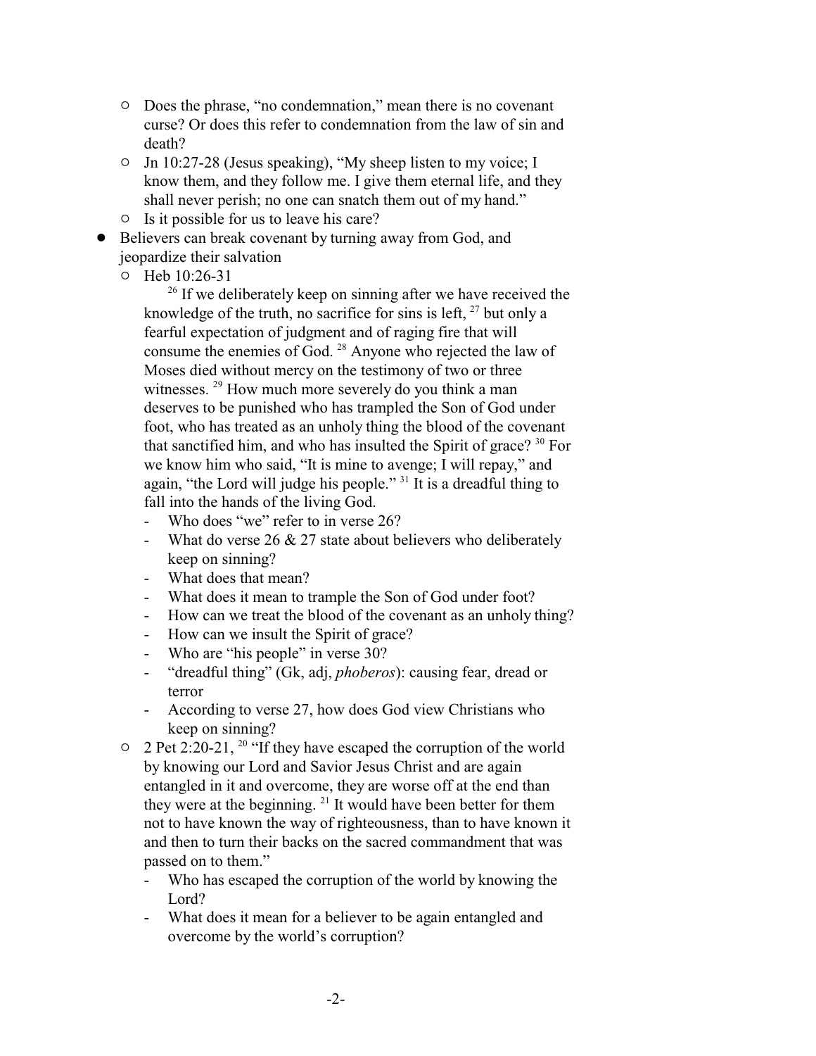- Does the phrase, "no condemnation," mean there is no covenant curse? Or does this refer to condemnation from the law of sin and death?
  - Jn 10:27-28 (Jesus speaking), "My sheep listen to my voice; I know them, and they follow me. I give them eternal life, and they shall never perish; no one can snatch them out of my hand."
  - Is it possible for us to leave his care?
- Believers can break covenant by turning away from God, and jeopardize their salvation
  - Heb 10:26-31

    [26] If we deliberately keep on sinning after we have received the knowledge of the truth, no sacrifice for sins is left, [27] but only a fearful expectation of judgment and of raging fire that will consume the enemies of God. [28] Anyone who rejected the law of Moses died without mercy on the testimony of two or three witnesses. [29] How much more severely do you think a man deserves to be punished who has trampled the Son of God under foot, who has treated as an unholy thing the blood of the covenant that sanctified him, and who has insulted the Spirit of grace? [30] For we know him who said, "It is mine to avenge; I will repay," and again, "the Lord will judge his people." [31] It is a dreadful thing to fall into the hands of the living God.

    - Who does "we" refer to in verse 26?
    - What do verse 26 & 27 state about believers who deliberately keep on sinning?
    - What does that mean?
    - What does it mean to trample the Son of God under foot?
    - How can we treat the blood of the covenant as an unholy thing?
    - How can we insult the Spirit of grace?
    - Who are "his people" in verse 30?
    - "dreadful thing" (Gk, adj, *phoberos*): causing fear, dread or terror
    - According to verse 27, how does God view Christians who keep on sinning?
  - 2 Pet 2:20-21, [20] "If they have escaped the corruption of the world by knowing our Lord and Savior Jesus Christ and are again entangled in it and overcome, they are worse off at the end than they were at the beginning. [21] It would have been better for them not to have known the way of righteousness, than to have known it and then to turn their backs on the sacred commandment that was passed on to them."
    - Who has escaped the corruption of the world by knowing the Lord?
    - What does it mean for a believer to be again entangled and overcome by the world's corruption?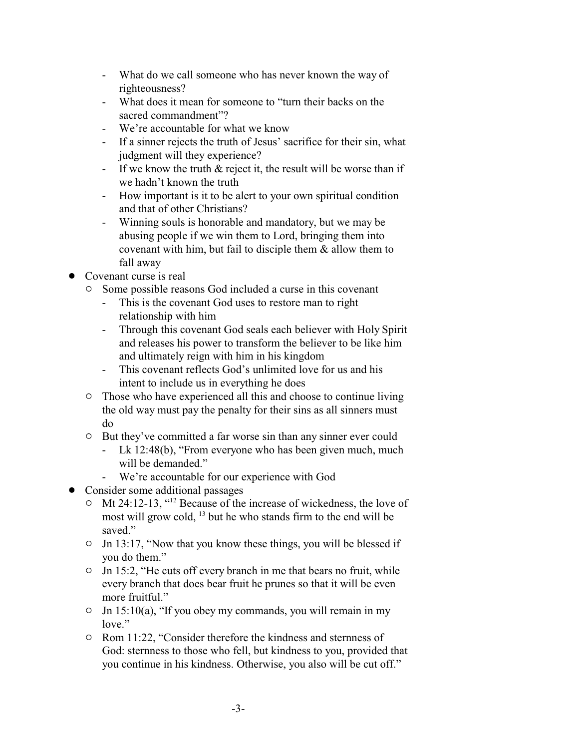- What do we call someone who has never known the way of righteousness?
    - What does it mean for someone to "turn their backs on the sacred commandment"?
    - We're accountable for what we know
    - If a sinner rejects the truth of Jesus' sacrifice for their sin, what judgment will they experience?
    - If we know the truth & reject it, the result will be worse than if we hadn't known the truth
    - How important is it to be alert to your own spiritual condition and that of other Christians?
    - Winning souls is honorable and mandatory, but we may be abusing people if we win them to Lord, bringing them into covenant with him, but fail to disciple them & allow them to fall away
- Covenant curse is real
  - Some possible reasons God included a curse in this covenant
    - This is the covenant God uses to restore man to right relationship with him
    - Through this covenant God seals each believer with Holy Spirit and releases his power to transform the believer to be like him and ultimately reign with him in his kingdom
    - This covenant reflects God's unlimited love for us and his intent to include us in everything he does
  - Those who have experienced all this and choose to continue living the old way must pay the penalty for their sins as all sinners must do
  - But they've committed a far worse sin than any sinner ever could
    - Lk 12:48(b), "From everyone who has been given much, much will be demanded."
    - We're accountable for our experience with God
- Consider some additional passages
  - Mt 24:12-13, "[12] Because of the increase of wickedness, the love of most will grow cold, [13] but he who stands firm to the end will be saved."
  - Jn 13:17, "Now that you know these things, you will be blessed if you do them."
  - Jn 15:2, "He cuts off every branch in me that bears no fruit, while every branch that does bear fruit he prunes so that it will be even more fruitful."
  - Jn 15:10(a), "If you obey my commands, you will remain in my love."
  - Rom 11:22, "Consider therefore the kindness and sternness of God: sternness to those who fell, but kindness to you, provided that you continue in his kindness. Otherwise, you also will be cut off."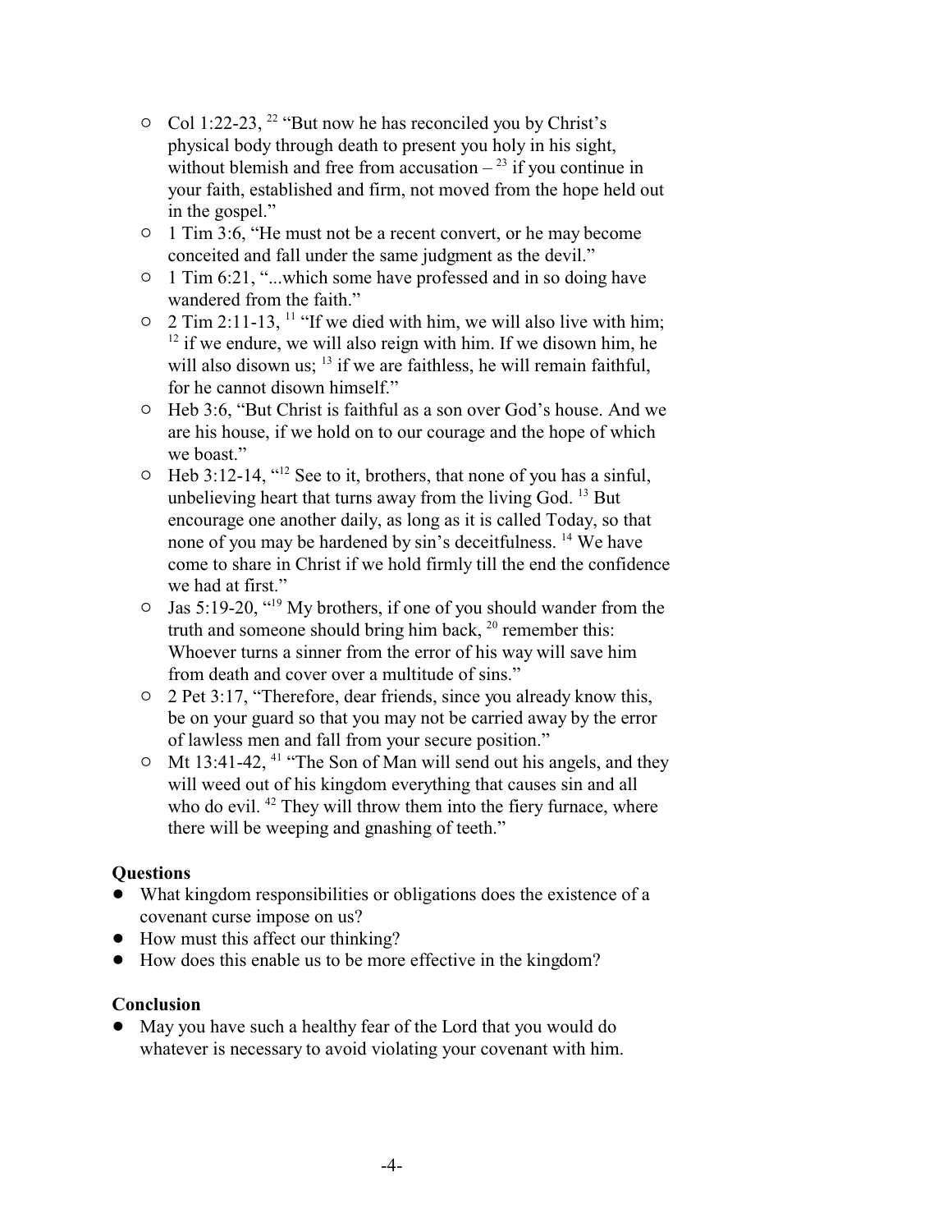- Col 1:22-23, [22] "But now he has reconciled you by Christ's physical body through death to present you holy in his sight, without blemish and free from accusation – [23] if you continue in your faith, established and firm, not moved from the hope held out in the gospel."
- 1 Tim 3:6, "He must not be a recent convert, or he may become conceited and fall under the same judgment as the devil."
- 1 Tim 6:21, "...which some have professed and in so doing have wandered from the faith."
- 2 Tim 2:11-13, [11] "If we died with him, we will also live with him; [12] if we endure, we will also reign with him. If we disown him, he will also disown us; [13] if we are faithless, he will remain faithful, for he cannot disown himself."
- Heb 3:6, "But Christ is faithful as a son over God's house. And we are his house, if we hold on to our courage and the hope of which we boast."
- Heb 3:12-14, "[12] See to it, brothers, that none of you has a sinful, unbelieving heart that turns away from the living God. [13] But encourage one another daily, as long as it is called Today, so that none of you may be hardened by sin's deceitfulness. [14] We have come to share in Christ if we hold firmly till the end the confidence we had at first."
- Jas 5:19-20, "[19] My brothers, if one of you should wander from the truth and someone should bring him back, [20] remember this: Whoever turns a sinner from the error of his way will save him from death and cover over a multitude of sins."
- 2 Pet 3:17, "Therefore, dear friends, since you already know this, be on your guard so that you may not be carried away by the error of lawless men and fall from your secure position."
- Mt 13:41-42, [41] "The Son of Man will send out his angels, and they will weed out of his kingdom everything that causes sin and all who do evil. [42] They will throw them into the fiery furnace, where there will be weeping and gnashing of teeth."

**Questions**

- What kingdom responsibilities or obligations does the existence of a covenant curse impose on us?
- How must this affect our thinking?
- How does this enable us to be more effective in the kingdom?

**Conclusion**

- May you have such a healthy fear of the Lord that you would do whatever is necessary to avoid violating your covenant with him.